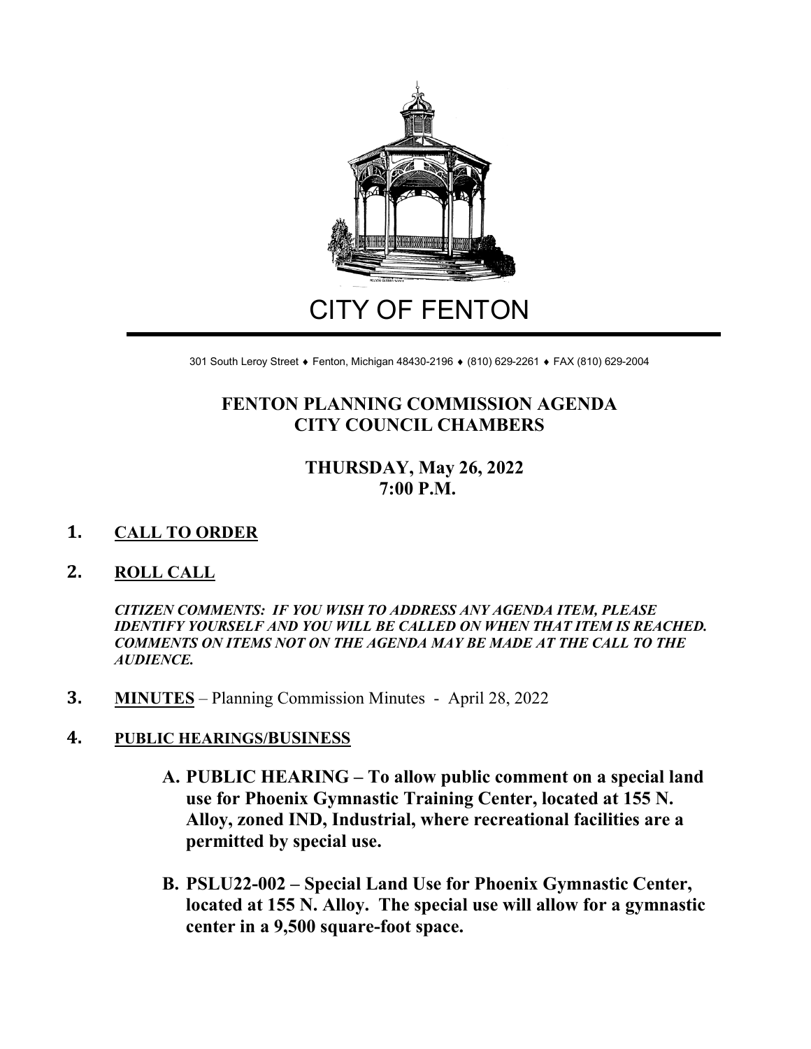# CITY OF FENTON

301 South Leroy Street ♦ Fenton, Michigan 48430-2196 ♦ (810) 629-2261 ♦ FAX (810) 629-2004

## FENTON PLANNING COMMISSION AGENDA
## CITY COUNCIL CHAMBERS

### THURSDAY, May 26, 2022
### 7:00 P.M.

**1. CALL TO ORDER**

**2. ROLL CALL**

***CITIZEN COMMENTS: IF YOU WISH TO ADDRESS ANY AGENDA ITEM, PLEASE IDENTIFY YOURSELF AND YOU WILL BE CALLED ON WHEN THAT ITEM IS REACHED. COMMENTS ON ITEMS NOT ON THE AGENDA MAY BE MADE AT THE CALL TO THE AUDIENCE.***

**3. MINUTES** – Planning Commission Minutes - April 28, 2022

**4. PUBLIC HEARINGS/BUSINESS**

**A. PUBLIC HEARING – To allow public comment on a special land use for Phoenix Gymnastic Training Center, located at 155 N. Alloy, zoned IND, Industrial, where recreational facilities are a permitted by special use.**

**B. PSLU22-002 – Special Land Use for Phoenix Gymnastic Center, located at 155 N. Alloy. The special use will allow for a gymnastic center in a 9,500 square-foot space.**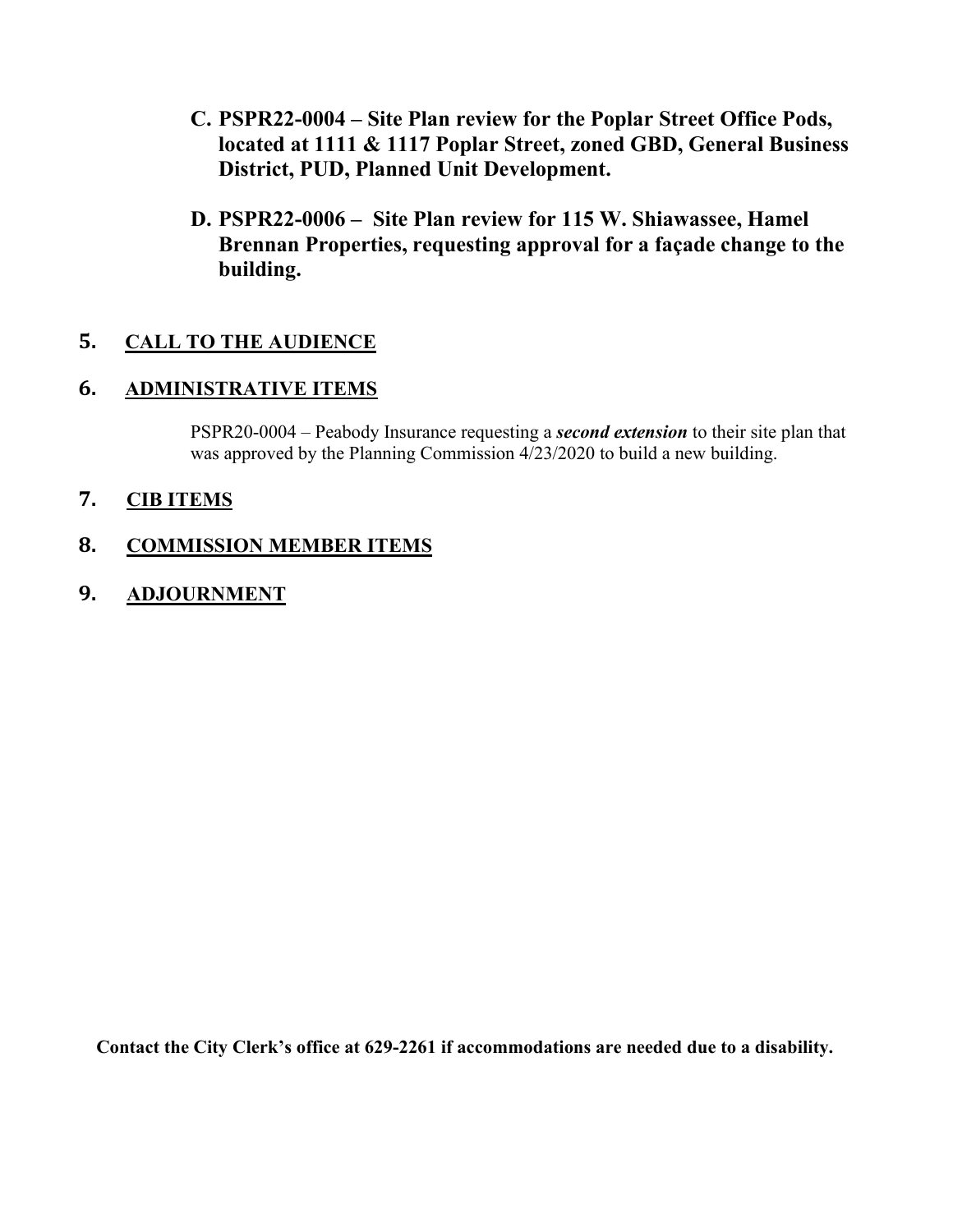**C. PSPR22-0004 – Site Plan review for the Poplar Street Office Pods, located at 1111 & 1117 Poplar Street, zoned GBD, General Business District, PUD, Planned Unit Development.**

**D. PSPR22-0006 – Site Plan review for 115 W. Shiawassee, Hamel Brennan Properties, requesting approval for a façade change to the building.**

## 5. CALL TO THE AUDIENCE

## 6. ADMINISTRATIVE ITEMS

PSPR20-0004 – Peabody Insurance requesting a ***second extension*** to their site plan that was approved by the Planning Commission 4/23/2020 to build a new building.

## 7. CIB ITEMS

## 8. COMMISSION MEMBER ITEMS

## 9. ADJOURNMENT

**Contact the City Clerk's office at 629-2261 if accommodations are needed due to a disability.**